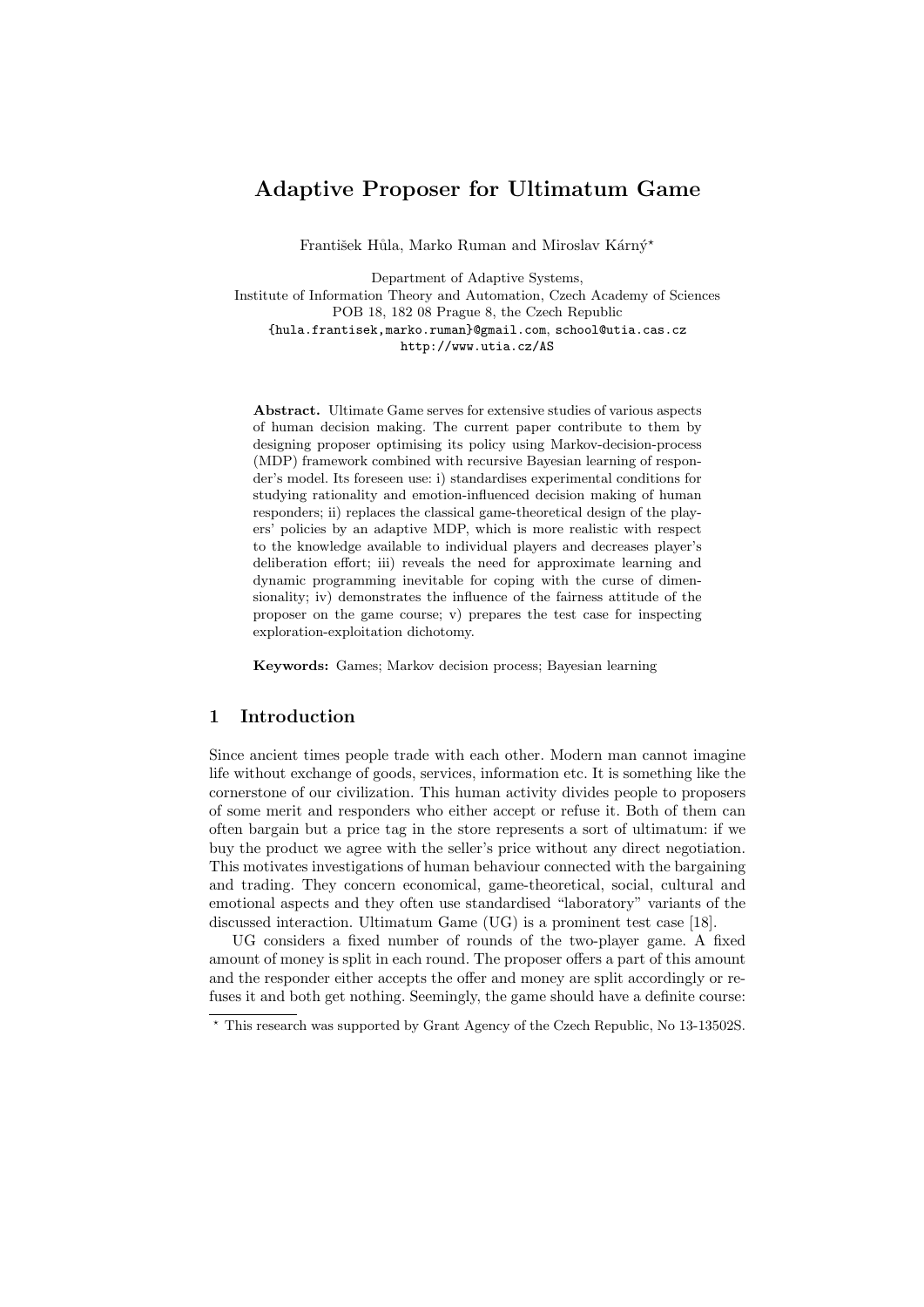# Adaptive Proposer for Ultimatum Game

František Hůla, Marko Ruman and Miroslav Kárný*

Department of Adaptive Systems,
Institute of Information Theory and Automation, Czech Academy of Sciences
POB 18, 182 08 Prague 8, the Czech Republic
{hula.frantisek,marko.ruman}@gmail.com, school@utia.cas.cz
http://www.utia.cz/AS

**Abstract.** Ultimate Game serves for extensive studies of various aspects of human decision making. The current paper contribute to them by designing proposer optimising its policy using Markov-decision-process (MDP) framework combined with recursive Bayesian learning of responder's model. Its foreseen use: i) standardises experimental conditions for studying rationality and emotion-influenced decision making of human responders; ii) replaces the classical game-theoretical design of the players' policies by an adaptive MDP, which is more realistic with respect to the knowledge available to individual players and decreases player's deliberation effort; iii) reveals the need for approximate learning and dynamic programming inevitable for coping with the curse of dimensionality; iv) demonstrates the influence of the fairness attitude of the proposer on the game course; v) prepares the test case for inspecting exploration-exploitation dichotomy.

**Keywords:** Games; Markov decision process; Bayesian learning

## 1 Introduction

Since ancient times people trade with each other. Modern man cannot imagine life without exchange of goods, services, information etc. It is something like the cornerstone of our civilization. This human activity divides people to proposers of some merit and responders who either accept or refuse it. Both of them can often bargain but a price tag in the store represents a sort of ultimatum: if we buy the product we agree with the seller's price without any direct negotiation. This motivates investigations of human behaviour connected with the bargaining and trading. They concern economical, game-theoretical, social, cultural and emotional aspects and they often use standardised "laboratory" variants of the discussed interaction. Ultimatum Game (UG) is a prominent test case [18].

UG considers a fixed number of rounds of the two-player game. A fixed amount of money is split in each round. The proposer offers a part of this amount and the responder either accepts the offer and money are split accordingly or refuses it and both get nothing. Seemingly, the game should have a definite course:

* This research was supported by Grant Agency of the Czech Republic, No 13-13502S.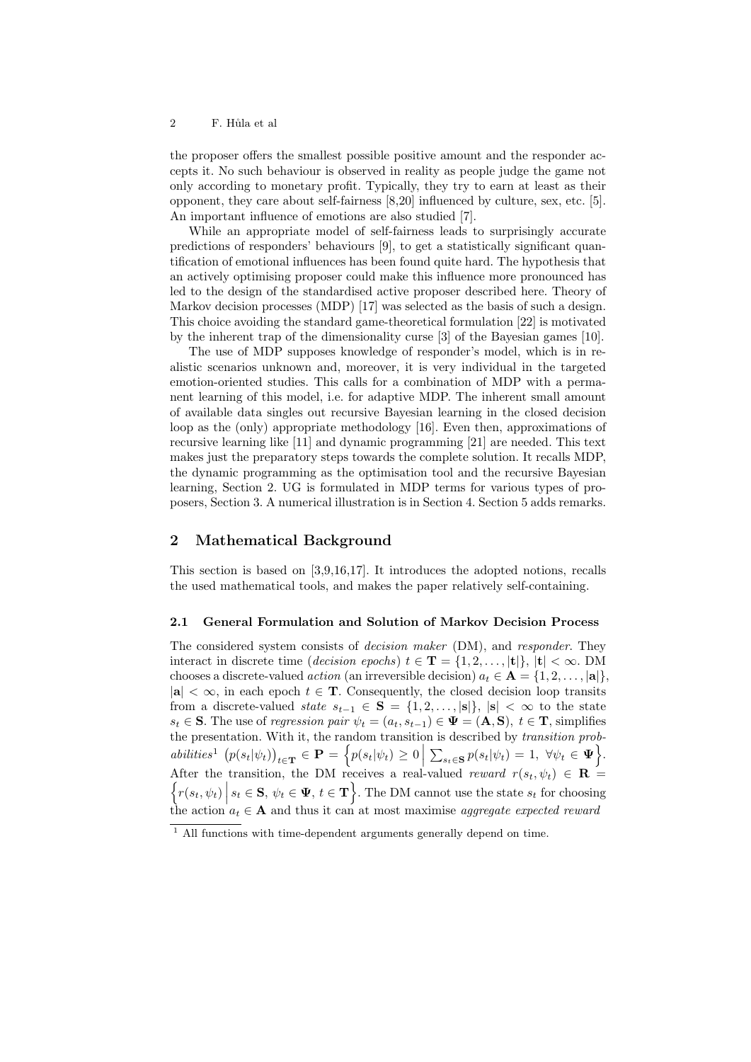the proposer offers the smallest possible positive amount and the responder accepts it. No such behaviour is observed in reality as people judge the game not only according to monetary profit. Typically, they try to earn at least as their opponent, they care about self-fairness [8,20] influenced by culture, sex, etc. [5]. An important influence of emotions are also studied [7].

While an appropriate model of self-fairness leads to surprisingly accurate predictions of responders' behaviours [9], to get a statistically significant quantification of emotional influences has been found quite hard. The hypothesis that an actively optimising proposer could make this influence more pronounced has led to the design of the standardised active proposer described here. Theory of Markov decision processes (MDP) [17] was selected as the basis of such a design. This choice avoiding the standard game-theoretical formulation [22] is motivated by the inherent trap of the dimensionality curse [3] of the Bayesian games [10].

The use of MDP supposes knowledge of responder's model, which is in realistic scenarios unknown and, moreover, it is very individual in the targeted emotion-oriented studies. This calls for a combination of MDP with a permanent learning of this model, i.e. for adaptive MDP. The inherent small amount of available data singles out recursive Bayesian learning in the closed decision loop as the (only) appropriate methodology [16]. Even then, approximations of recursive learning like [11] and dynamic programming [21] are needed. This text makes just the preparatory steps towards the complete solution. It recalls MDP, the dynamic programming as the optimisation tool and the recursive Bayesian learning, Section 2. UG is formulated in MDP terms for various types of proposers, Section 3. A numerical illustration is in Section 4. Section 5 adds remarks.

## 2 Mathematical Background

This section is based on [3,9,16,17]. It introduces the adopted notions, recalls the used mathematical tools, and makes the paper relatively self-containing.

### 2.1 General Formulation and Solution of Markov Decision Process

The considered system consists of *decision maker* (DM), and *responder*. They interact in discrete time (*decision epochs*) $t \in \mathbf{T} = \{1, 2, \ldots, |\mathbf{t}|\}$, $|\mathbf{t}| < \infty$. DM chooses a discrete-valued *action* (an irreversible decision) $a_t \in \mathbf{A} = \{1, 2, \ldots, |\mathbf{a}|\}$, $|\mathbf{a}| < \infty$, in each epoch $t \in \mathbf{T}$. Consequently, the closed decision loop transits from a discrete-valued *state* $s_{t-1} \in \mathbf{S} = \{1, 2, \ldots, |\mathbf{s}|\}$, $|\mathbf{s}| < \infty$ to the state $s_t \in \mathbf{S}$. The use of *regression pair* $\psi_t = (a_t, s_{t-1}) \in \mathbf{\Psi} = (\mathbf{A}, \mathbf{S})$, $t \in \mathbf{T}$, simplifies the presentation. With it, the random transition is described by *transition probabilities*[1] $\left(p(s_t|\psi_t)\right)_{t\in\mathbf{T}} \in \mathbf{P} = \left\{p(s_t|\psi_t) \geq 0 \,\Big|\, \sum_{s_t\in\mathbf{S}} p(s_t|\psi_t) = 1,\ \forall \psi_t \in \mathbf{\Psi}\right\}$. After the transition, the DM receives a real-valued *reward* $r(s_t, \psi_t) \in \mathbf{R} = \left\{r(s_t, \psi_t) \,\Big|\, s_t \in \mathbf{S},\ \psi_t \in \mathbf{\Psi},\ t \in \mathbf{T}\right\}$. The DM cannot use the state $s_t$ for choosing the action $a_t \in \mathbf{A}$ and thus it can at most maximise *aggregate expected reward*

[1] All functions with time-dependent arguments generally depend on time.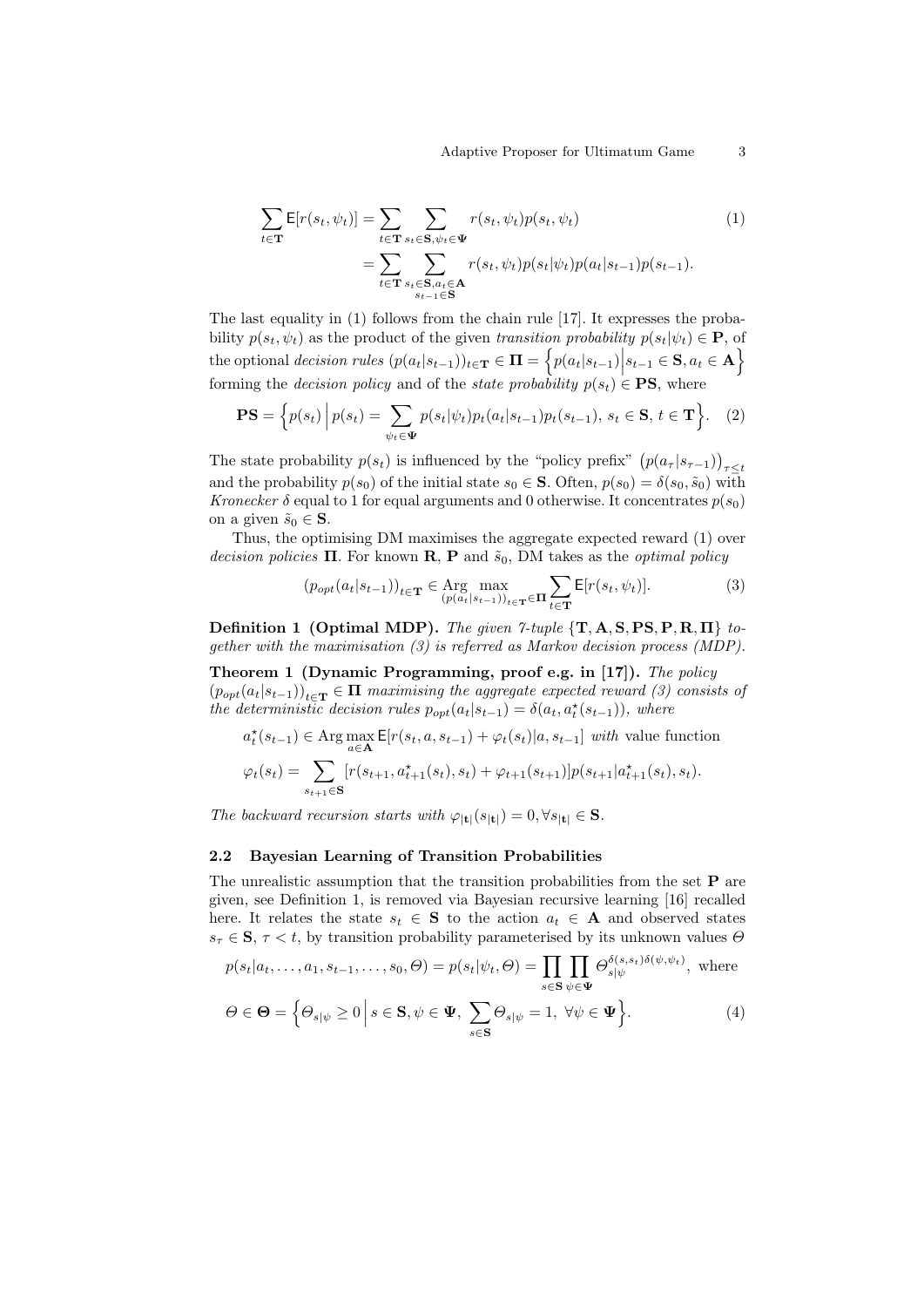$$\sum_{t\in\mathbf{T}} \mathsf{E}[r(s_t,\psi_t)] = \sum_{t\in\mathbf{T}} \sum_{s_t\in\mathbf{S},\psi_t\in\mathbf{\Psi}} r(s_t,\psi_t)p(s_t,\psi_t) \tag{1}$$
$$= \sum_{t\in\mathbf{T}} \sum_{\substack{s_t\in\mathbf{S},a_t\in\mathbf{A}\\ s_{t-1}\in\mathbf{S}}} r(s_t,\psi_t)p(s_t|\psi_t)p(a_t|s_{t-1})p(s_{t-1}).$$

The last equality in (1) follows from the chain rule [17]. It expresses the probability $p(s_t,\psi_t)$ as the product of the given *transition probability* $p(s_t|\psi_t) \in \mathbf{P}$, of the optional *decision rules* $(p(a_t|s_{t-1}))_{t\in\mathbf{T}} \in \mathbf{\Pi} = \Big\{p(a_t|s_{t-1})\Big| s_{t-1}\in\mathbf{S}, a_t\in\mathbf{A}\Big\}$ forming the *decision policy* and of the *state probability* $p(s_t) \in \mathbf{PS}$, where

$$\mathbf{PS} = \Big\{p(s_t)\,\Big|\, p(s_t) = \sum_{\psi_t\in\mathbf{\Psi}} p(s_t|\psi_t)p_t(a_t|s_{t-1})p_t(s_{t-1}),\ s_t\in\mathbf{S},\ t\in\mathbf{T}\Big\}. \tag{2}$$

The state probability $p(s_t)$ is influenced by the "policy prefix" $\big(p(a_\tau|s_{\tau-1})\big)_{\tau\le t}$ and the probability $p(s_0)$ of the initial state $s_0\in\mathbf{S}$. Often, $p(s_0) = \delta(s_0,\tilde{s}_0)$ with *Kronecker* $\delta$ equal to 1 for equal arguments and 0 otherwise. It concentrates $p(s_0)$ on a given $\tilde{s}_0\in\mathbf{S}$.

Thus, the optimising DM maximises the aggregate expected reward (1) over *decision policies* $\mathbf{\Pi}$. For known $\mathbf{R}$, $\mathbf{P}$ and $\tilde{s}_0$, DM takes as the *optimal policy*

$$(p_{opt}(a_t|s_{t-1}))_{t\in\mathbf{T}} \in \operatorname*{Arg\,max}_{(p(a_t|s_{t-1}))_{t\in\mathbf{T}}\in\mathbf{\Pi}} \sum_{t\in\mathbf{T}} \mathsf{E}[r(s_t,\psi_t)]. \tag{3}$$

**Definition 1 (Optimal MDP).** *The given 7-tuple* $\{\mathbf{T},\mathbf{A},\mathbf{S},\mathbf{PS},\mathbf{P},\mathbf{R},\mathbf{\Pi}\}$ *together with the maximisation (3) is referred as Markov decision process (MDP).*

**Theorem 1 (Dynamic Programming, proof e.g. in [17]).** *The policy* $(p_{opt}(a_t|s_{t-1}))_{t\in\mathbf{T}} \in \mathbf{\Pi}$ *maximising the aggregate expected reward (3) consists of the deterministic decision rules* $p_{opt}(a_t|s_{t-1}) = \delta(a_t, a_t^\star(s_{t-1}))$*, where*

$a_t^\star(s_{t-1}) \in \operatorname{Arg}\max_{a\in\mathbf{A}} \mathsf{E}[r(s_t,a,s_{t-1}) + \varphi_t(s_t)|a,s_{t-1}]$ *with* value function

$$\varphi_t(s_t) = \sum_{s_{t+1}\in\mathbf{S}} [r(s_{t+1},a_{t+1}^\star(s_t),s_t) + \varphi_{t+1}(s_{t+1})]p(s_{t+1}|a_{t+1}^\star(s_t),s_t).$$

*The backward recursion starts with* $\varphi_{|\mathbf{t}|}(s_{|\mathbf{t}|}) = 0, \forall s_{|\mathbf{t}|}\in\mathbf{S}$.

### 2.2 Bayesian Learning of Transition Probabilities

The unrealistic assumption that the transition probabilities from the set $\mathbf{P}$ are given, see Definition 1, is removed via Bayesian recursive learning [16] recalled here. It relates the state $s_t\in\mathbf{S}$ to the action $a_t\in\mathbf{A}$ and observed states $s_\tau\in\mathbf{S}$, $\tau<t$, by transition probability parameterised by its unknown values $\Theta$

$$p(s_t|a_t,\ldots,a_1,s_{t-1},\ldots,s_0,\Theta) = p(s_t|\psi_t,\Theta) = \prod_{s\in\mathbf{S}}\prod_{\psi\in\mathbf{\Psi}} \Theta_{s|\psi}^{\delta(s,s_t)\delta(\psi,\psi_t)},\ \text{where}$$

$$\Theta\in\mathbf{\Theta} = \Big\{\Theta_{s|\psi}\ge 0\,\Big|\, s\in\mathbf{S},\psi\in\mathbf{\Psi},\ \sum_{s\in\mathbf{S}}\Theta_{s|\psi} = 1,\ \forall\psi\in\mathbf{\Psi}\Big\}. \tag{4}$$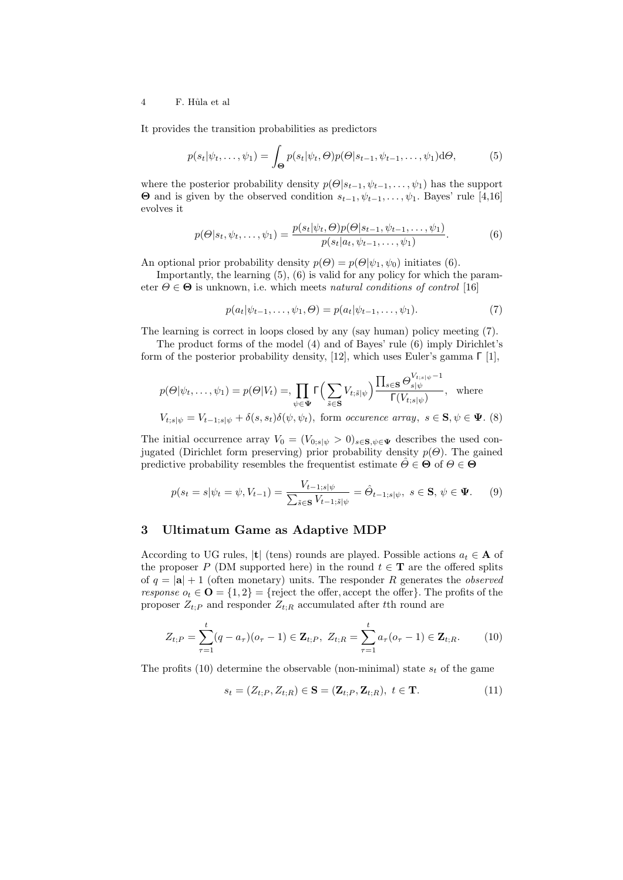It provides the transition probabilities as predictors

$$p(s_t|\psi_t, \ldots, \psi_1) = \int_{\boldsymbol{\Theta}} p(s_t|\psi_t, \Theta) p(\Theta|s_{t-1}, \psi_{t-1}, \ldots, \psi_1) \mathrm{d}\Theta, \tag{5}$$

where the posterior probability density $p(\Theta|s_{t-1}, \psi_{t-1}, \ldots, \psi_1)$ has the support $\boldsymbol{\Theta}$ and is given by the observed condition $s_{t-1}, \psi_{t-1}, \ldots, \psi_1$. Bayes' rule [4,16] evolves it

$$p(\Theta|s_t, \psi_t, \ldots, \psi_1) = \frac{p(s_t|\psi_t, \Theta) p(\Theta|s_{t-1}, \psi_{t-1}, \ldots, \psi_1)}{p(s_t|a_t, \psi_{t-1}, \ldots, \psi_1)}. \tag{6}$$

An optional prior probability density $p(\Theta) = p(\Theta|\psi_1, \psi_0)$ initiates (6).

Importantly, the learning (5), (6) is valid for any policy for which the parameter $\Theta \in \boldsymbol{\Theta}$ is unknown, i.e. which meets *natural conditions of control* [16]

$$p(a_t|\psi_{t-1}, \ldots, \psi_1, \Theta) = p(a_t|\psi_{t-1}, \ldots, \psi_1). \tag{7}$$

The learning is correct in loops closed by any (say human) policy meeting (7).

The product forms of the model (4) and of Bayes' rule (6) imply Dirichlet's form of the posterior probability density, [12], which uses Euler's gamma $\Gamma$ [1],

$$p(\Theta|\psi_t, \ldots, \psi_1) = p(\Theta|V_t) =, \prod_{\psi \in \boldsymbol{\Psi}} \Gamma\Big(\sum_{\tilde{s} \in \mathbf{S}} V_{t;\tilde{s}|\psi}\Big) \frac{\prod_{s \in \mathbf{S}} \Theta_{s|\psi}^{V_{t;s|\psi}-1}}{\Gamma(V_{t;s|\psi})}, \text{ where}$$

$$V_{t;s|\psi} = V_{t-1;s|\psi} + \delta(s, s_t)\delta(\psi, \psi_t), \text{ form } \textit{occurence array}, \ s \in \mathbf{S}, \psi \in \boldsymbol{\Psi}. \tag{8}$$

The initial occurrence array $V_0 = (V_{0;s|\psi} > 0)_{s \in \mathbf{S}, \psi \in \boldsymbol{\Psi}}$ describes the used conjugated (Dirichlet form preserving) prior probability density $p(\Theta)$. The gained predictive probability resembles the frequentist estimate $\hat{\Theta} \in \boldsymbol{\Theta}$ of $\Theta \in \boldsymbol{\Theta}$

$$p(s_t = s|\psi_t = \psi, V_{t-1}) = \frac{V_{t-1;s|\psi}}{\sum_{\tilde{s} \in \mathbf{S}} V_{t-1;\tilde{s}|\psi}} = \hat{\Theta}_{t-1;s|\psi}, \ s \in \mathbf{S}, \ \psi \in \boldsymbol{\Psi}. \tag{9}$$

## 3 Ultimatum Game as Adaptive MDP

According to UG rules, $|\mathbf{t}|$ (tens) rounds are played. Possible actions $a_t \in \mathbf{A}$ of the proposer $P$ (DM supported here) in the round $t \in \mathbf{T}$ are the offered splits of $q = |\mathbf{a}| + 1$ (often monetary) units. The responder $R$ generates the *observed response* $o_t \in \mathbf{O} = \{1, 2\} = \{\text{reject the offer, accept the offer}\}$. The profits of the proposer $Z_{t;P}$ and responder $Z_{t;R}$ accumulated after $t$th round are

$$Z_{t;P} = \sum_{\tau=1}^{t} (q - a_\tau)(o_\tau - 1) \in \mathbf{Z}_{t;P}, \ Z_{t;R} = \sum_{\tau=1}^{t} a_\tau (o_\tau - 1) \in \mathbf{Z}_{t;R}. \tag{10}$$

The profits (10) determine the observable (non-minimal) state $s_t$ of the game

$$s_t = (Z_{t;P}, Z_{t;R}) \in \mathbf{S} = (\mathbf{Z}_{t;P}, \mathbf{Z}_{t;R}), \ t \in \mathbf{T}. \tag{11}$$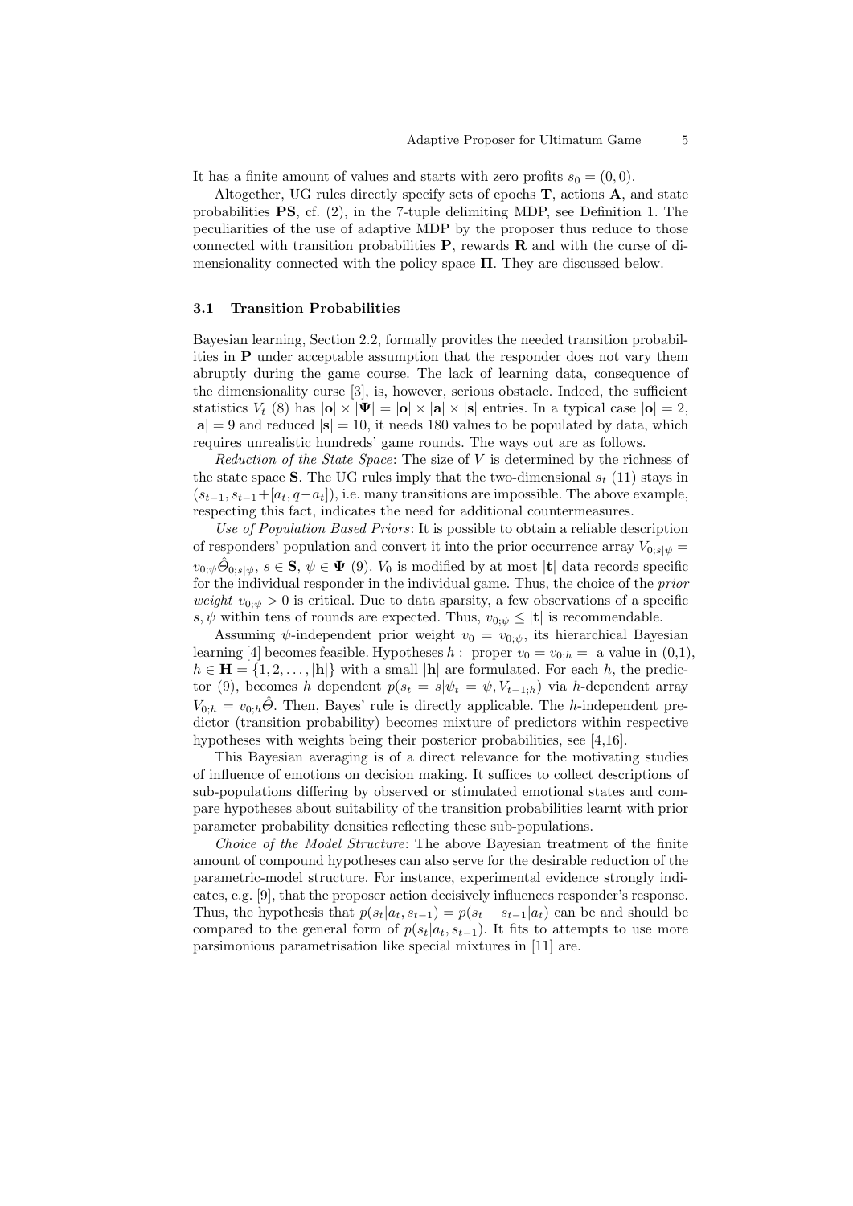It has a finite amount of values and starts with zero profits $s_0 = (0, 0)$.

Altogether, UG rules directly specify sets of epochs $\mathbf{T}$, actions $\mathbf{A}$, and state probabilities $\mathbf{PS}$, cf. (2), in the 7-tuple delimiting MDP, see Definition 1. The peculiarities of the use of adaptive MDP by the proposer thus reduce to those connected with transition probabilities $\mathbf{P}$, rewards $\mathbf{R}$ and with the curse of dimensionality connected with the policy space $\mathbf{\Pi}$. They are discussed below.

### 3.1 Transition Probabilities

Bayesian learning, Section 2.2, formally provides the needed transition probabilities in $\mathbf{P}$ under acceptable assumption that the responder does not vary them abruptly during the game course. The lack of learning data, consequence of the dimensionality curse [3], is, however, serious obstacle. Indeed, the sufficient statistics $V_t$ (8) has $|\mathbf{o}| \times |\mathbf{\Psi}| = |\mathbf{o}| \times |\mathbf{a}| \times |\mathbf{s}|$ entries. In a typical case $|\mathbf{o}| = 2$, $|\mathbf{a}| = 9$ and reduced $|\mathbf{s}| = 10$, it needs 180 values to be populated by data, which requires unrealistic hundreds' game rounds. The ways out are as follows.

*Reduction of the State Space*: The size of $V$ is determined by the richness of the state space $\mathbf{S}$. The UG rules imply that the two-dimensional $s_t$ (11) stays in $(s_{t-1}, s_{t-1} + [a_t, q - a_t])$, i.e. many transitions are impossible. The above example, respecting this fact, indicates the need for additional countermeasures.

*Use of Population Based Priors*: It is possible to obtain a reliable description of responders' population and convert it into the prior occurrence array $V_{0;s|\psi} = v_{0;\psi}\hat{\Theta}_{0;s|\psi}$, $s \in \mathbf{S}$, $\psi \in \mathbf{\Psi}$ (9). $V_0$ is modified by at most $|\mathbf{t}|$ data records specific for the individual responder in the individual game. Thus, the choice of the *prior weight* $v_{0;\psi} > 0$ is critical. Due to data sparsity, a few observations of a specific $s, \psi$ within tens of rounds are expected. Thus, $v_{0;\psi} \leq |\mathbf{t}|$ is recommendable.

Assuming $\psi$-independent prior weight $v_0 = v_{0;\psi}$, its hierarchical Bayesian learning [4] becomes feasible. Hypotheses $h$ : proper $v_0 = v_{0;h} =$ a value in (0,1), $h \in \mathbf{H} = \{1, 2, \ldots, |\mathbf{h}|\}$ with a small $|\mathbf{h}|$ are formulated. For each $h$, the predictor (9), becomes $h$ dependent $p(s_t = s|\psi_t = \psi, V_{t-1;h})$ via $h$-dependent array $V_{0;h} = v_{0;h}\hat{\Theta}$. Then, Bayes' rule is directly applicable. The $h$-independent predictor (transition probability) becomes mixture of predictors within respective hypotheses with weights being their posterior probabilities, see [4,16].

This Bayesian averaging is of a direct relevance for the motivating studies of influence of emotions on decision making. It suffices to collect descriptions of sub-populations differing by observed or stimulated emotional states and compare hypotheses about suitability of the transition probabilities learnt with prior parameter probability densities reflecting these sub-populations.

*Choice of the Model Structure*: The above Bayesian treatment of the finite amount of compound hypotheses can also serve for the desirable reduction of the parametric-model structure. For instance, experimental evidence strongly indicates, e.g. [9], that the proposer action decisively influences responder's response. Thus, the hypothesis that $p(s_t|a_t, s_{t-1}) = p(s_t - s_{t-1}|a_t)$ can be and should be compared to the general form of $p(s_t|a_t, s_{t-1})$. It fits to attempts to use more parsimonious parametrisation like special mixtures in [11] are.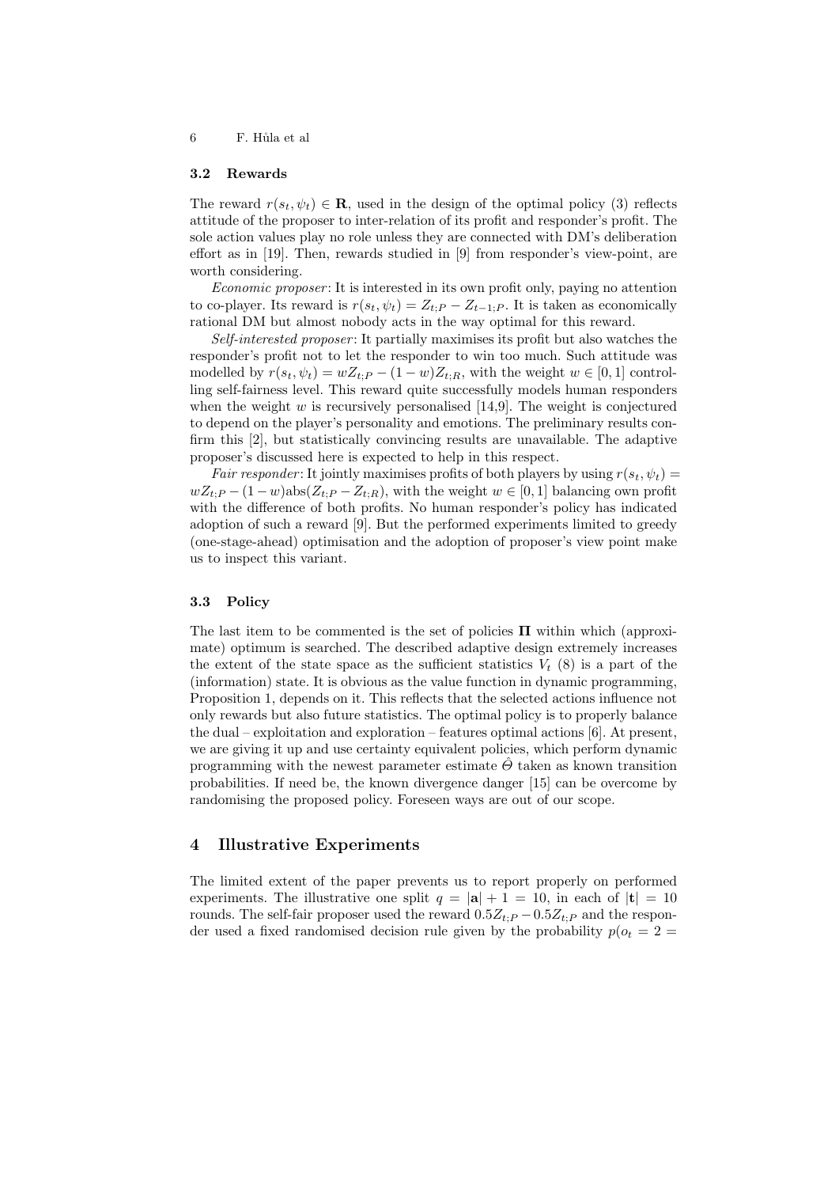### 3.2 Rewards

The reward $r(s_t, \psi_t) \in \mathbf{R}$, used in the design of the optimal policy (3) reflects attitude of the proposer to inter-relation of its profit and responder's profit. The sole action values play no role unless they are connected with DM's deliberation effort as in [19]. Then, rewards studied in [9] from responder's view-point, are worth considering.

*Economic proposer*: It is interested in its own profit only, paying no attention to co-player. Its reward is $r(s_t, \psi_t) = Z_{t;P} - Z_{t-1;P}$. It is taken as economically rational DM but almost nobody acts in the way optimal for this reward.

*Self-interested proposer*: It partially maximises its profit but also watches the responder's profit not to let the responder to win too much. Such attitude was modelled by $r(s_t, \psi_t) = wZ_{t;P} - (1-w)Z_{t;R}$, with the weight $w \in [0,1]$ controlling self-fairness level. This reward quite successfully models human responders when the weight $w$ is recursively personalised [14,9]. The weight is conjectured to depend on the player's personality and emotions. The preliminary results confirm this [2], but statistically convincing results are unavailable. The adaptive proposer's discussed here is expected to help in this respect.

*Fair responder*: It jointly maximises profits of both players by using $r(s_t, \psi_t) = wZ_{t;P} - (1-w)\text{abs}(Z_{t;P} - Z_{t;R})$, with the weight $w \in [0,1]$ balancing own profit with the difference of both profits. No human responder's policy has indicated adoption of such a reward [9]. But the performed experiments limited to greedy (one-stage-ahead) optimisation and the adoption of proposer's view point make us to inspect this variant.

### 3.3 Policy

The last item to be commented is the set of policies $\mathbf{\Pi}$ within which (approximate) optimum is searched. The described adaptive design extremely increases the extent of the state space as the sufficient statistics $V_t$ (8) is a part of the (information) state. It is obvious as the value function in dynamic programming, Proposition 1, depends on it. This reflects that the selected actions influence not only rewards but also future statistics. The optimal policy is to properly balance the dual – exploitation and exploration – features optimal actions [6]. At present, we are giving it up and use certainty equivalent policies, which perform dynamic programming with the newest parameter estimate $\hat{\Theta}$ taken as known transition probabilities. If need be, the known divergence danger [15] can be overcome by randomising the proposed policy. Foreseen ways are out of our scope.

## 4 Illustrative Experiments

The limited extent of the paper prevents us to report properly on performed experiments. The illustrative one split $q = |\mathbf{a}| + 1 = 10$, in each of $|\mathbf{t}| = 10$ rounds. The self-fair proposer used the reward $0.5Z_{t;P} - 0.5Z_{t;P}$ and the responder used a fixed randomised decision rule given by the probability $p(o_t = 2 =$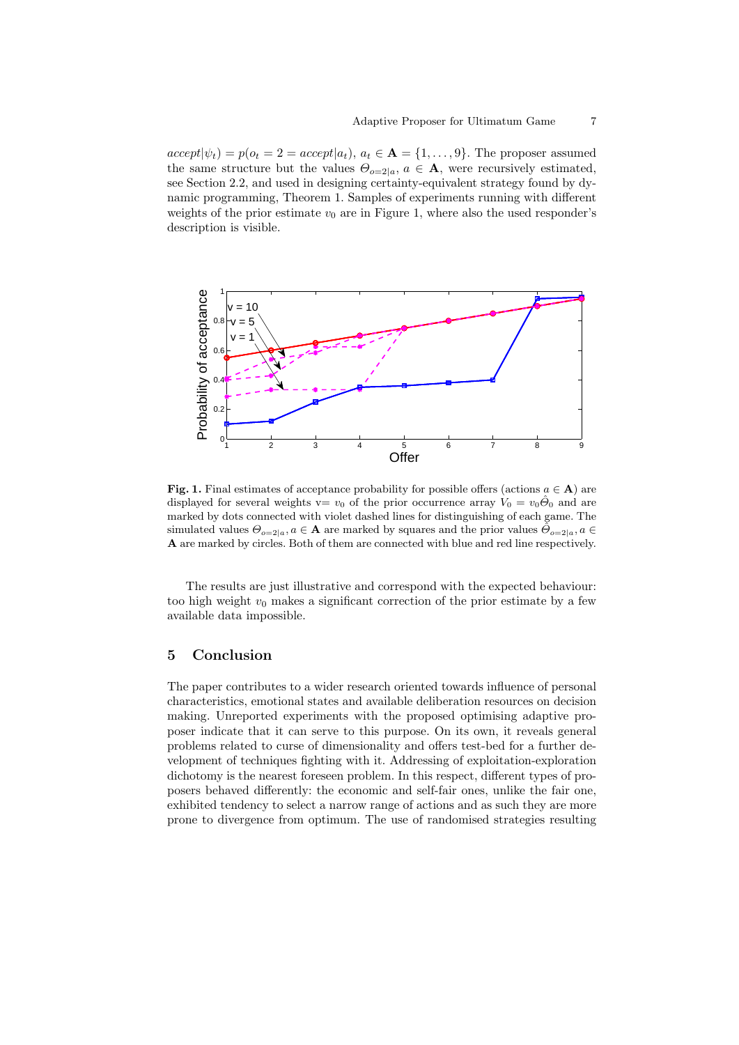$accept|\psi_t) = p(o_t = 2 = accept|a_t)$, $a_t \in \mathbf{A} = \{1, \ldots, 9\}$. The proposer assumed the same structure but the values $\Theta_{o=2|a}$, $a \in \mathbf{A}$, were recursively estimated, see Section 2.2, and used in designing certainty-equivalent strategy found by dynamic programming, Theorem 1. Samples of experiments running with different weights of the prior estimate $v_0$ are in Figure 1, where also the used responder's description is visible.

**Fig. 1.** Final estimates of acceptance probability for possible offers (actions $a \in \mathbf{A}$) are displayed for several weights v= $v_0$ of the prior occurrence array $V_0 = v_0 \hat{\Theta}_0$ and are marked by dots connected with violet dashed lines for distinguishing of each game. The simulated values $\Theta_{o=2|a}, a \in \mathbf{A}$ are marked by squares and the prior values $\hat{\Theta}_{o=2|a}, a \in \mathbf{A}$ are marked by circles. Both of them are connected with blue and red line respectively.

The results are just illustrative and correspond with the expected behaviour: too high weight $v_0$ makes a significant correction of the prior estimate by a few available data impossible.

## 5 Conclusion

The paper contributes to a wider research oriented towards influence of personal characteristics, emotional states and available deliberation resources on decision making. Unreported experiments with the proposed optimising adaptive proposer indicate that it can serve to this purpose. On its own, it reveals general problems related to curse of dimensionality and offers test-bed for a further development of techniques fighting with it. Addressing of exploitation-exploration dichotomy is the nearest foreseen problem. In this respect, different types of proposers behaved differently: the economic and self-fair ones, unlike the fair one, exhibited tendency to select a narrow range of actions and as such they are more prone to divergence from optimum. The use of randomised strategies resulting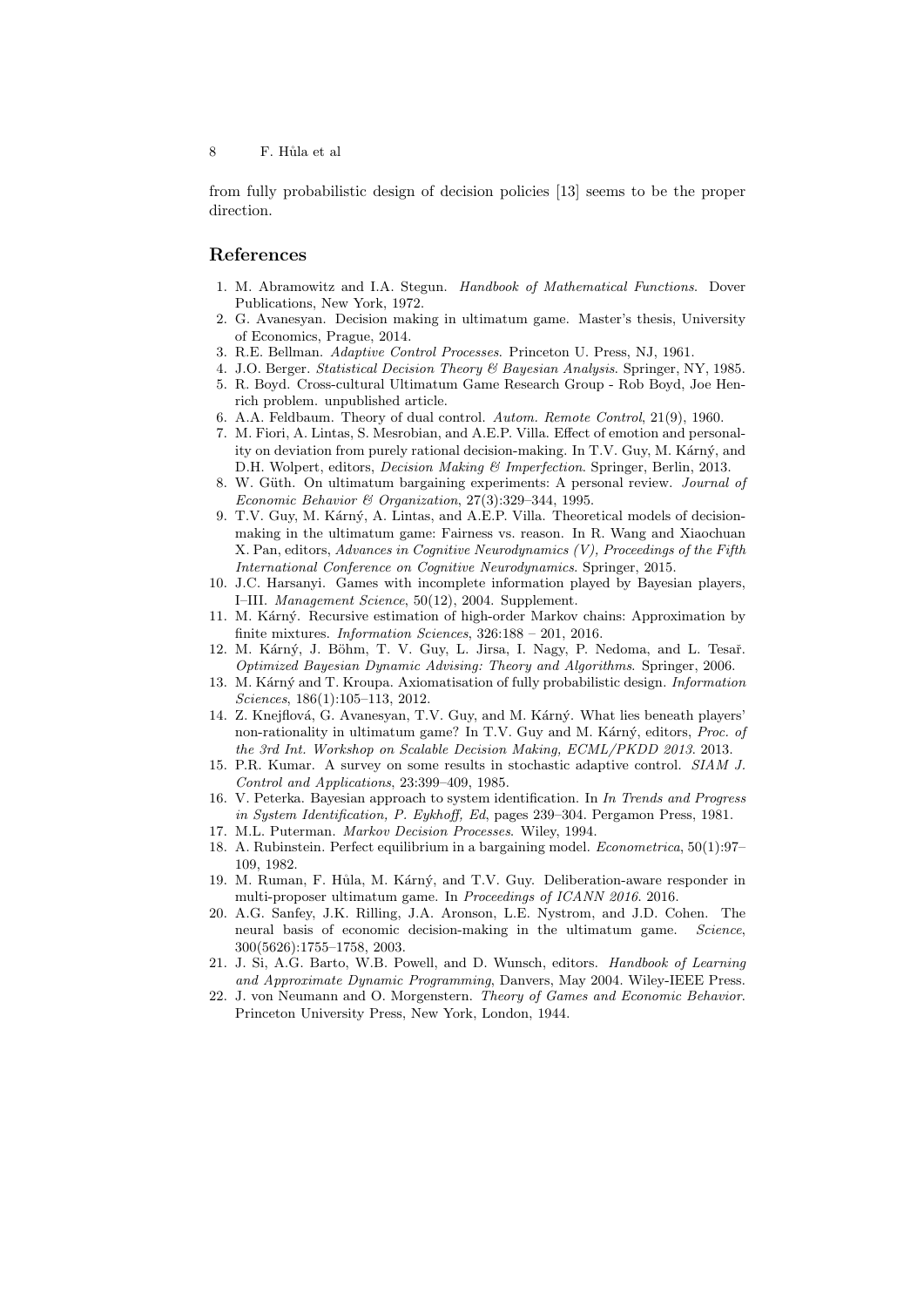from fully probabilistic design of decision policies [13] seems to be the proper direction.

## References

1. M. Abramowitz and I.A. Stegun. *Handbook of Mathematical Functions*. Dover Publications, New York, 1972.
2. G. Avanesyan. Decision making in ultimatum game. Master's thesis, University of Economics, Prague, 2014.
3. R.E. Bellman. *Adaptive Control Processes*. Princeton U. Press, NJ, 1961.
4. J.O. Berger. *Statistical Decision Theory & Bayesian Analysis*. Springer, NY, 1985.
5. R. Boyd. Cross-cultural Ultimatum Game Research Group - Rob Boyd, Joe Henrich problem. unpublished article.
6. A.A. Feldbaum. Theory of dual control. *Autom. Remote Control*, 21(9), 1960.
7. M. Fiori, A. Lintas, S. Mesrobian, and A.E.P. Villa. Effect of emotion and personality on deviation from purely rational decision-making. In T.V. Guy, M. Kárný, and D.H. Wolpert, editors, *Decision Making & Imperfection*. Springer, Berlin, 2013.
8. W. Güth. On ultimatum bargaining experiments: A personal review. *Journal of Economic Behavior & Organization*, 27(3):329–344, 1995.
9. T.V. Guy, M. Kárný, A. Lintas, and A.E.P. Villa. Theoretical models of decision-making in the ultimatum game: Fairness vs. reason. In R. Wang and Xiaochuan X. Pan, editors, *Advances in Cognitive Neurodynamics (V), Proceedings of the Fifth International Conference on Cognitive Neurodynamics*. Springer, 2015.
10. J.C. Harsanyi. Games with incomplete information played by Bayesian players, I–III. *Management Science*, 50(12), 2004. Supplement.
11. M. Kárný. Recursive estimation of high-order Markov chains: Approximation by finite mixtures. *Information Sciences*, 326:188 – 201, 2016.
12. M. Kárný, J. Böhm, T. V. Guy, L. Jirsa, I. Nagy, P. Nedoma, and L. Tesař. *Optimized Bayesian Dynamic Advising: Theory and Algorithms*. Springer, 2006.
13. M. Kárný and T. Kroupa. Axiomatisation of fully probabilistic design. *Information Sciences*, 186(1):105–113, 2012.
14. Z. Knejflová, G. Avanesyan, T.V. Guy, and M. Kárný. What lies beneath players' non-rationality in ultimatum game? In T.V. Guy and M. Kárný, editors, *Proc. of the 3rd Int. Workshop on Scalable Decision Making, ECML/PKDD 2013*. 2013.
15. P.R. Kumar. A survey on some results in stochastic adaptive control. *SIAM J. Control and Applications*, 23:399–409, 1985.
16. V. Peterka. Bayesian approach to system identification. In *In Trends and Progress in System Identification, P. Eykhoff, Ed*, pages 239–304. Pergamon Press, 1981.
17. M.L. Puterman. *Markov Decision Processes*. Wiley, 1994.
18. A. Rubinstein. Perfect equilibrium in a bargaining model. *Econometrica*, 50(1):97–109, 1982.
19. M. Ruman, F. Hůla, M. Kárný, and T.V. Guy. Deliberation-aware responder in multi-proposer ultimatum game. In *Proceedings of ICANN 2016*. 2016.
20. A.G. Sanfey, J.K. Rilling, J.A. Aronson, L.E. Nystrom, and J.D. Cohen. The neural basis of economic decision-making in the ultimatum game. *Science*, 300(5626):1755–1758, 2003.
21. J. Si, A.G. Barto, W.B. Powell, and D. Wunsch, editors. *Handbook of Learning and Approximate Dynamic Programming*, Danvers, May 2004. Wiley-IEEE Press.
22. J. von Neumann and O. Morgenstern. *Theory of Games and Economic Behavior*. Princeton University Press, New York, London, 1944.